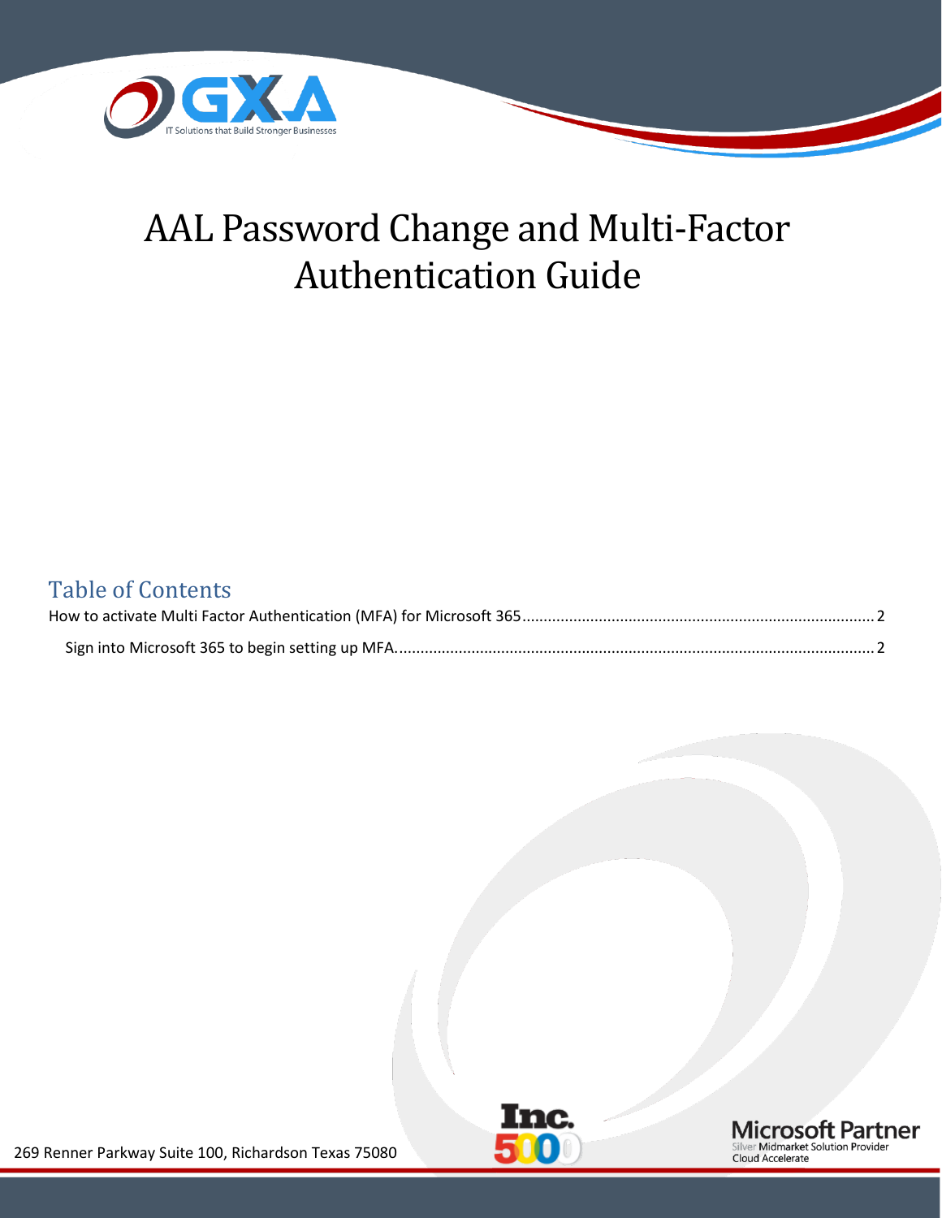# AAL Password Change and Multi-Factor Authentication Guide

## Table of Contents

How to activate Multi Factor Authentication (MFA) for Microsoft 365 .......... 2

Sign into Microsoft 365 to begin setting up MFA. .......... 2

269 Renner Parkway Suite 100, Richardson Texas 75080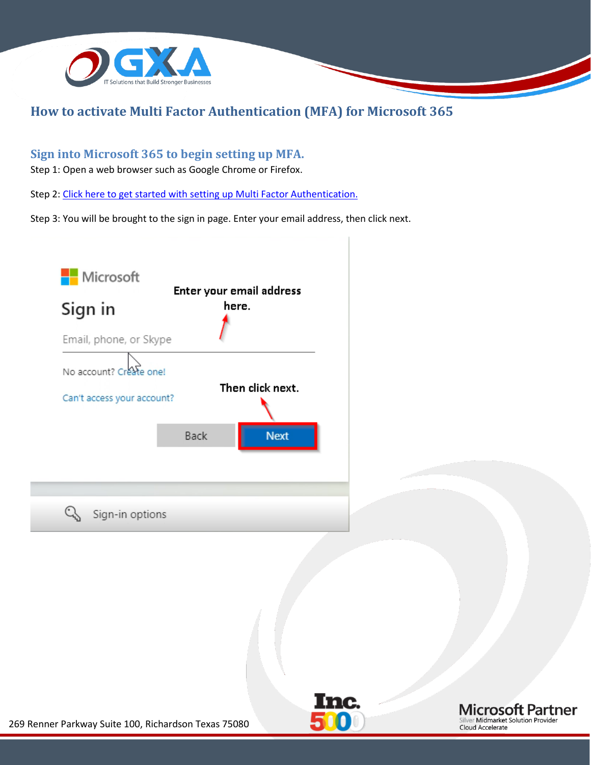# How to activate Multi Factor Authentication (MFA) for Microsoft 365

## Sign into Microsoft 365 to begin setting up MFA.

Step 1: Open a web browser such as Google Chrome or Firefox.

Step 2: Click here to get started with setting up Multi Factor Authentication.

Step 3: You will be brought to the sign in page. Enter your email address, then click next.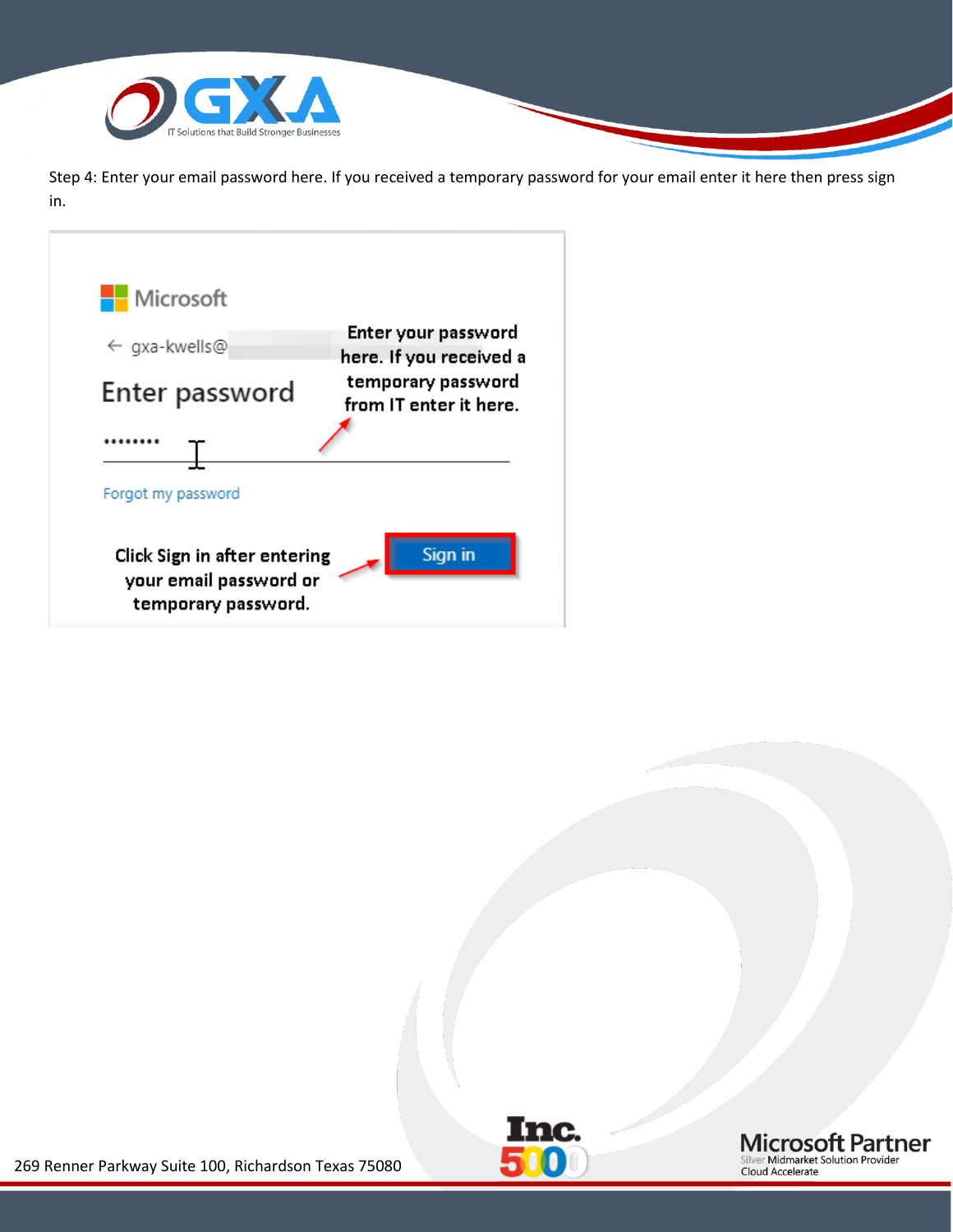Step 4: Enter your email password here. If you received a temporary password for your email enter it here then press sign in.

Microsoft

← gxa-kwells@

Enter password

Enter your password here. If you received a temporary password from IT enter it here.

••••••••

Forgot my password

Click Sign in after entering your email password or temporary password.

Sign in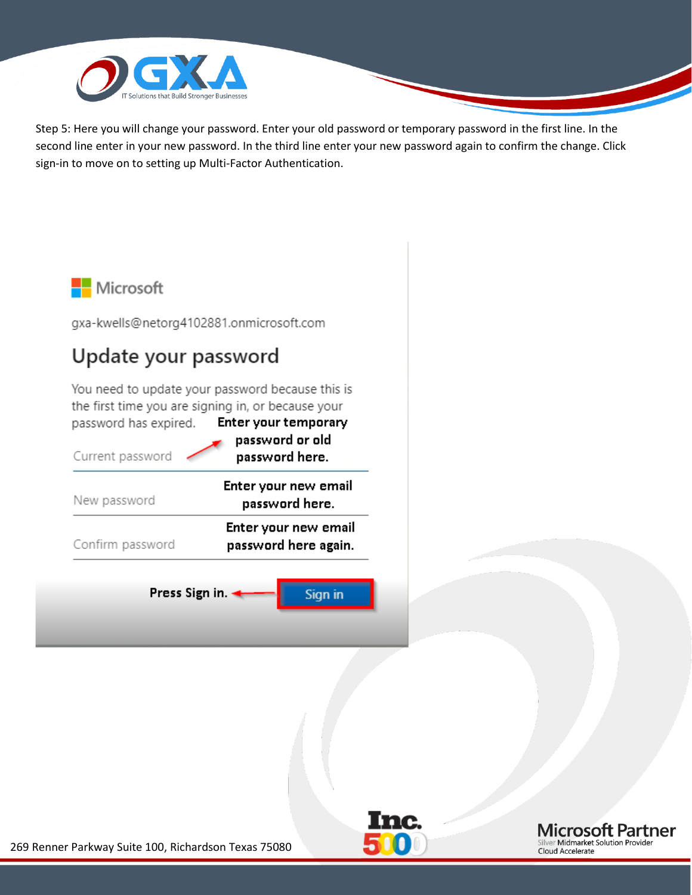Step 5: Here you will change your password. Enter your old password or temporary password in the first line. In the second line enter in your new password. In the third line enter your new password again to confirm the change. Click sign-in to move on to setting up Multi-Factor Authentication.

Microsoft

gxa-kwells@netorg4102881.onmicrosoft.com

## Update your password

You need to update your password because this is the first time you are signing in, or because your password has expired.

Current password — **Enter your temporary password or old password here.**

New password — **Enter your new email password here.**

Confirm password — **Enter your new email password here again.**

**Press Sign in.** — Sign in

269 Renner Parkway Suite 100, Richardson Texas 75080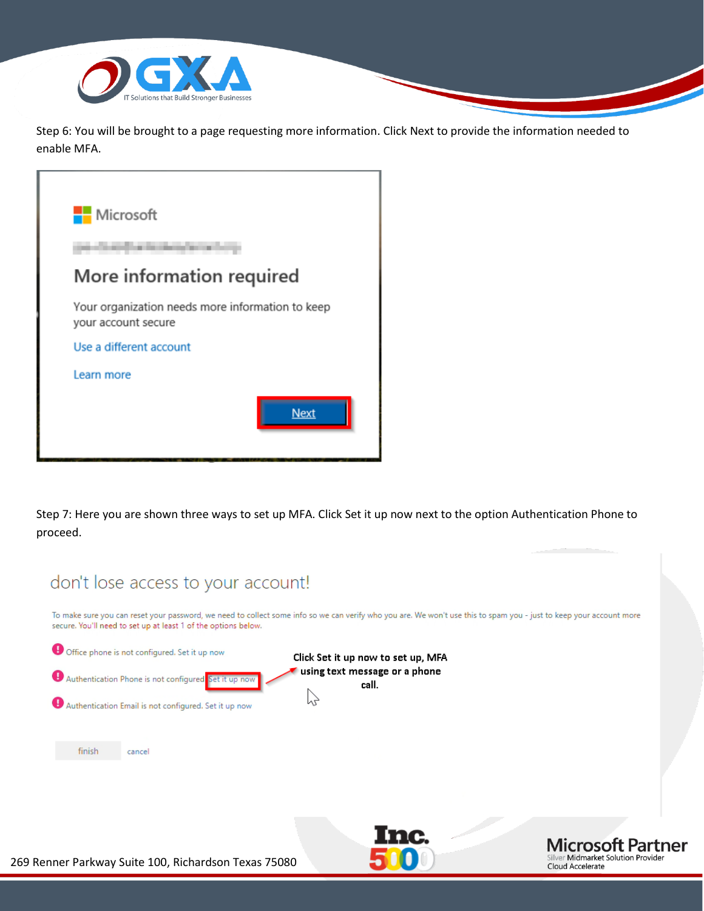Step 6: You will be brought to a page requesting more information. Click Next to provide the information needed to enable MFA.

Microsoft

More information required

Your organization needs more information to keep your account secure

Use a different account

Learn more

Next

Step 7: Here you are shown three ways to set up MFA. Click Set it up now next to the option Authentication Phone to proceed.

don't lose access to your account!

To make sure you can reset your password, we need to collect some info so we can verify who you are. We won't use this to spam you - just to keep your account more secure. You'll need to set up at least 1 of the options below.

Office phone is not configured. Set it up now

Authentication Phone is not configured. Set it up now

Authentication Email is not configured. Set it up now

finish cancel

**Click Set it up now to set up, MFA using text message or a phone call.**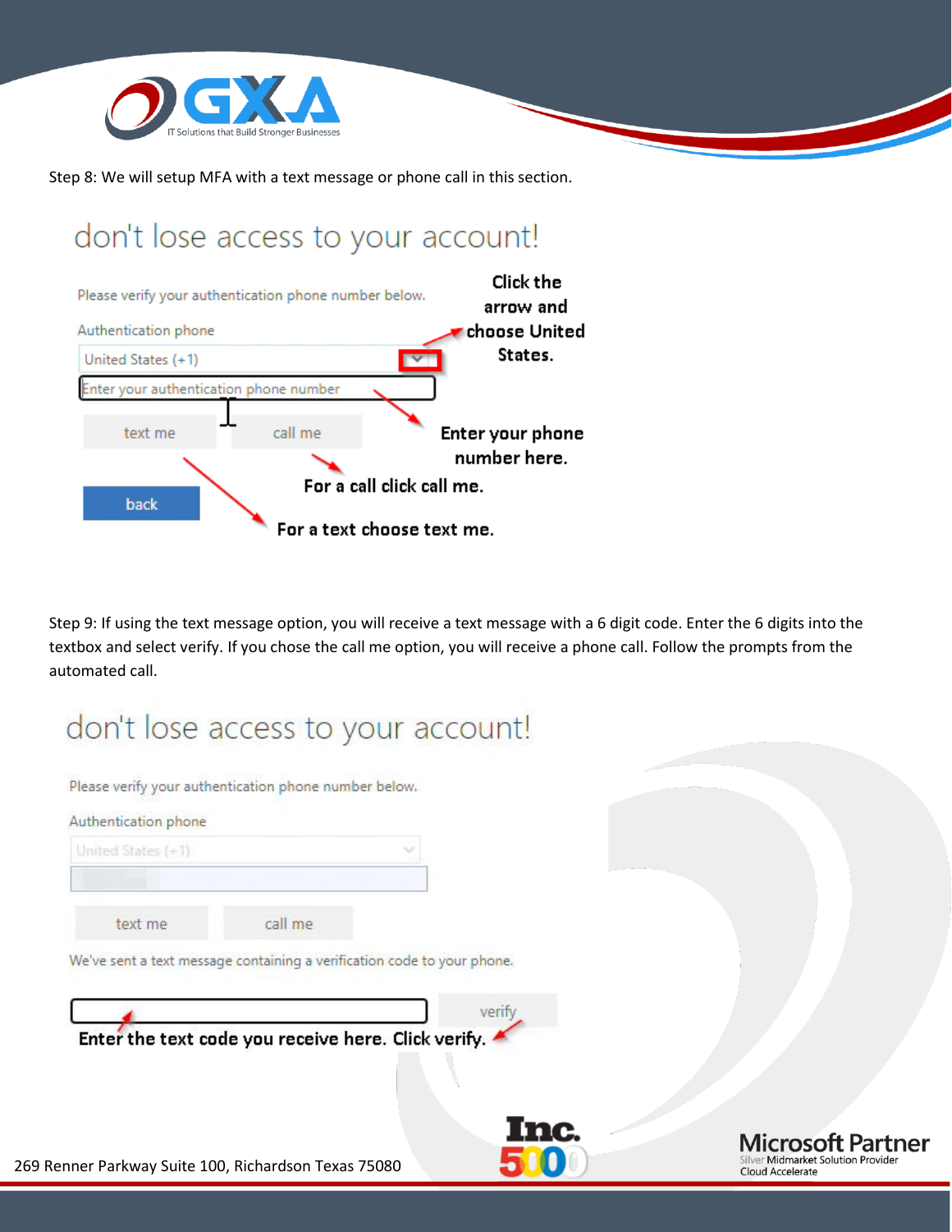Step 8: We will setup MFA with a text message or phone call in this section.

don't lose access to your account!

Please verify your authentication phone number below.

Authentication phone

United States (+1)

Enter your authentication phone number

text me call me

back

Click the arrow and choose United States.

Enter your phone number here.

For a call click call me.

For a text choose text me.

Step 9: If using the text message option, you will receive a text message with a 6 digit code. Enter the 6 digits into the textbox and select verify. If you chose the call me option, you will receive a phone call. Follow the prompts from the automated call.

don't lose access to your account!

Please verify your authentication phone number below.

Authentication phone

United States (+1)

text me call me

We've sent a text message containing a verification code to your phone.

verify

Enter the text code you receive here. Click verify.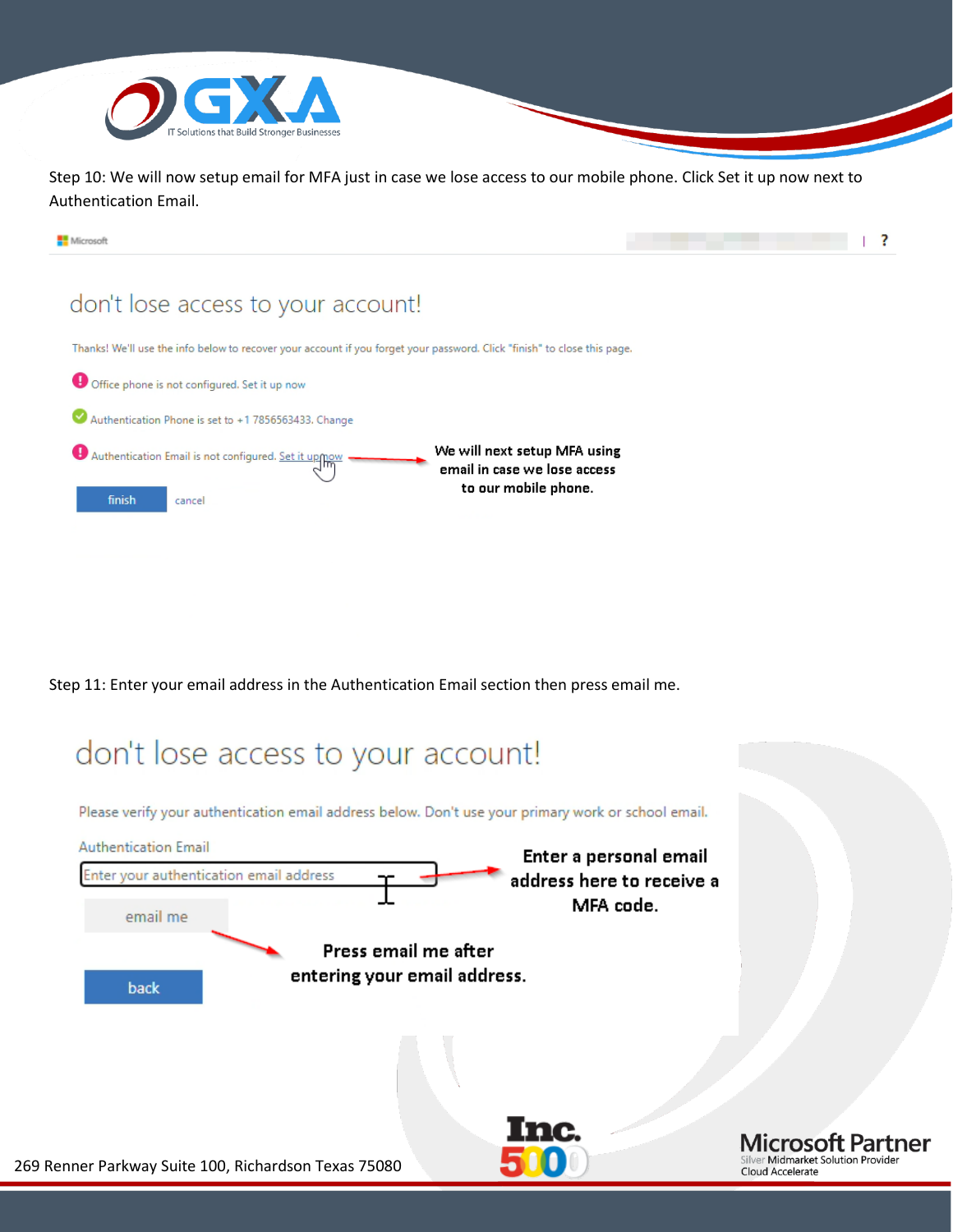Step 10: We will now setup email for MFA just in case we lose access to our mobile phone. Click Set it up now next to Authentication Email.

don't lose access to your account!

Thanks! We'll use the info below to recover your account if you forget your password. Click "finish" to close this page.

Office phone is not configured. Set it up now

Authentication Phone is set to +1 7856563433. Change

Authentication Email is not configured. Set it up now

finish cancel

We will next setup MFA using email in case we lose access to our mobile phone.

Step 11: Enter your email address in the Authentication Email section then press email me.

don't lose access to your account!

Please verify your authentication email address below. Don't use your primary work or school email.

Authentication Email

Enter your authentication email address

email me

back

Enter a personal email address here to receive a MFA code.

Press email me after entering your email address.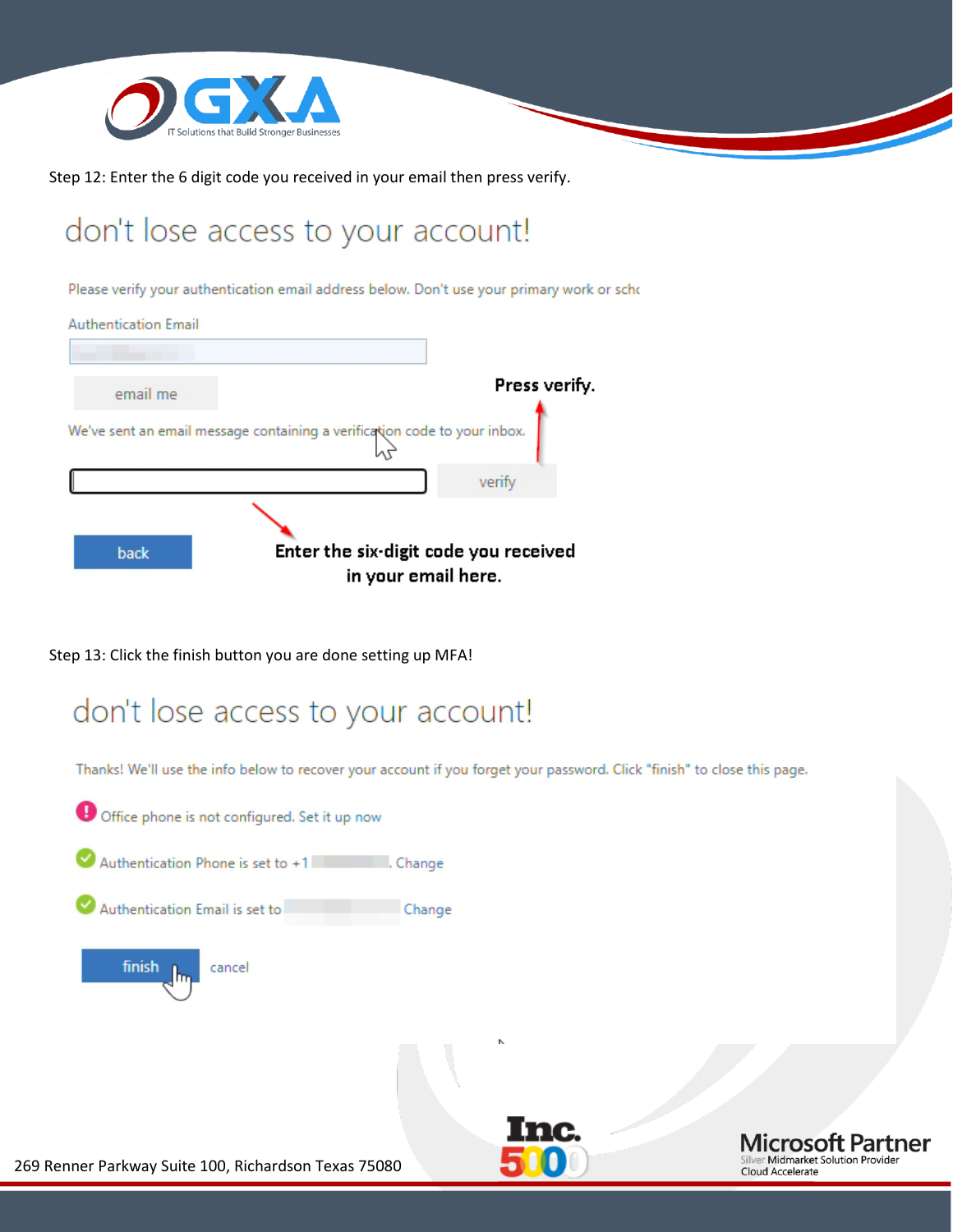Step 12: Enter the 6 digit code you received in your email then press verify.

don't lose access to your account!

Please verify your authentication email address below. Don't use your primary work or schc

Authentication Email

email me

**Press verify.**

We've sent an email message containing a verification code to your inbox.

verify

back

**Enter the six-digit code you received in your email here.**

Step 13: Click the finish button you are done setting up MFA!

don't lose access to your account!

Thanks! We'll use the info below to recover your account if you forget your password. Click "finish" to close this page.

Office phone is not configured. Set it up now

Authentication Phone is set to +1 . Change

Authentication Email is set to Change

finish cancel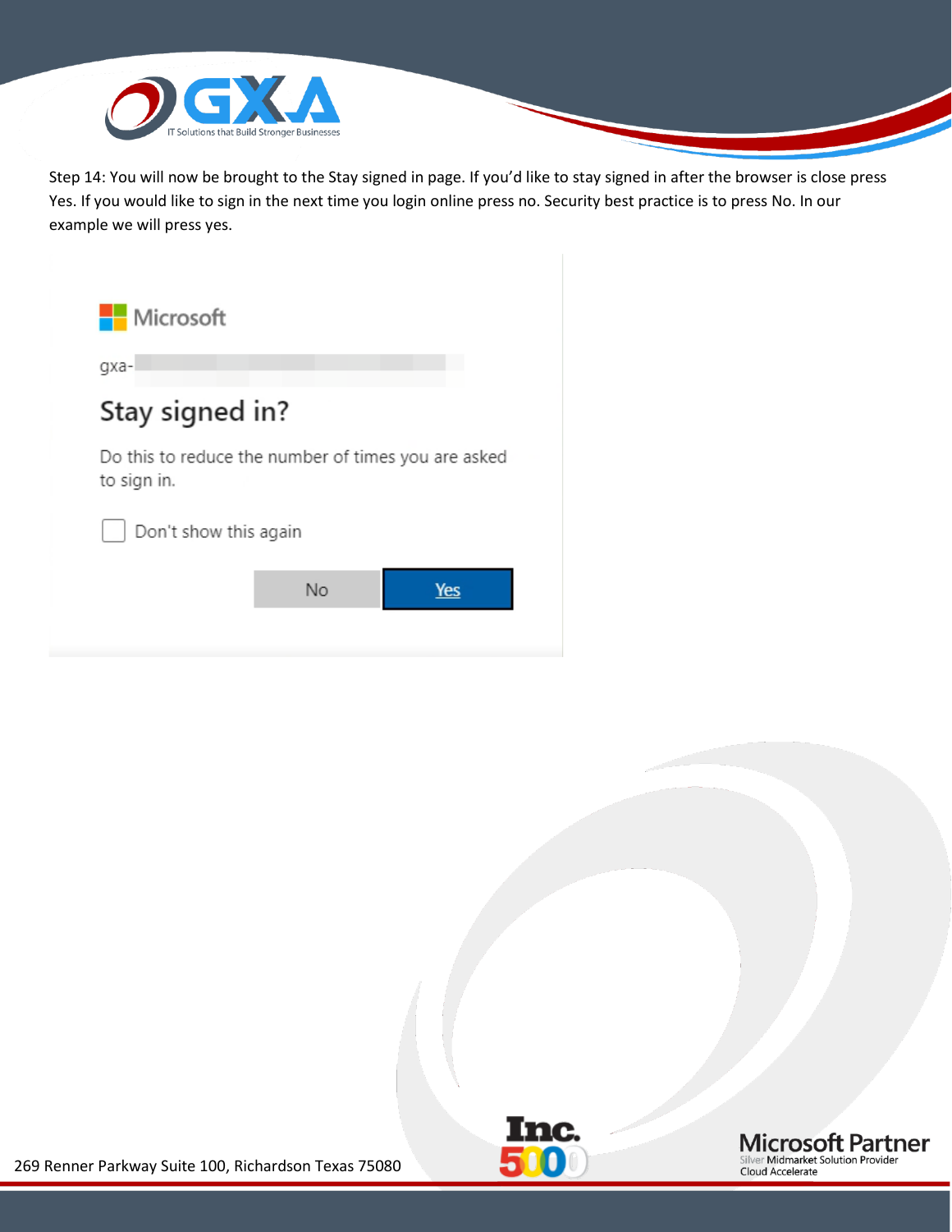Step 14: You will now be brought to the Stay signed in page. If you'd like to stay signed in after the browser is close press Yes. If you would like to sign in the next time you login online press no. Security best practice is to press No. In our example we will press yes.

Microsoft

gxa-

Stay signed in?

Do this to reduce the number of times you are asked to sign in.

☐ Don't show this again

No Yes